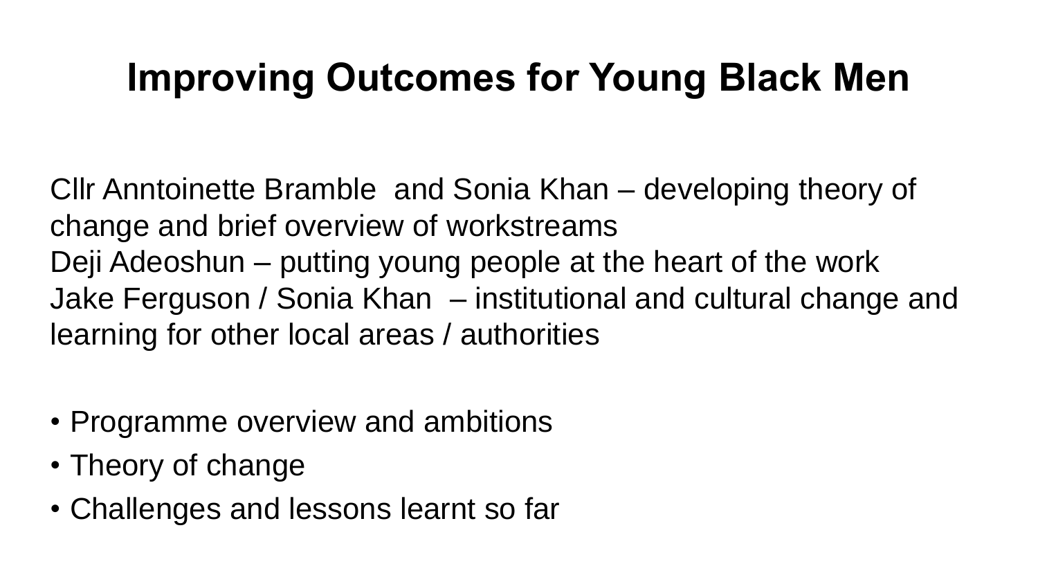# Improving Outcomes for Young Black Men

Cllr Anntoinette Bramble  and Sonia Khan – developing theory of change and brief overview of workstreams
Deji Adeoshun – putting young people at the heart of the work
Jake Ferguson / Sonia Khan  – institutional and cultural change and learning for other local areas / authorities

- Programme overview and ambitions
- Theory of change
- Challenges and lessons learnt so far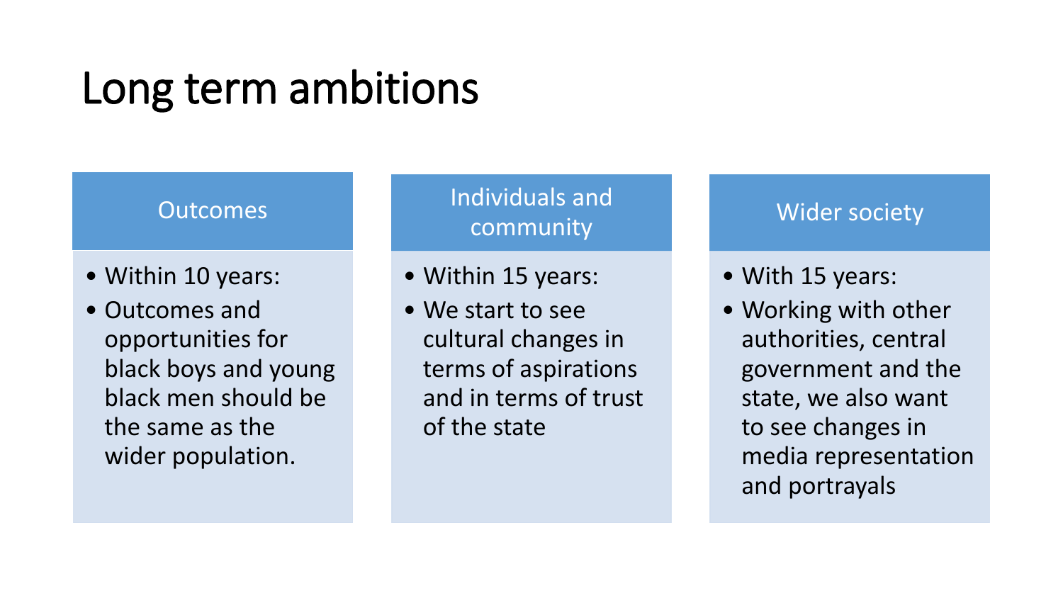# Long term ambitions

### Outcomes

- Within 10 years:
- Outcomes and opportunities for black boys and young black men should be the same as the wider population.

### Individuals and community

- Within 15 years:
- We start to see cultural changes in terms of aspirations and in terms of trust of the state

### Wider society

- With 15 years:
- Working with other authorities, central government and the state, we also want to see changes in media representation and portrayals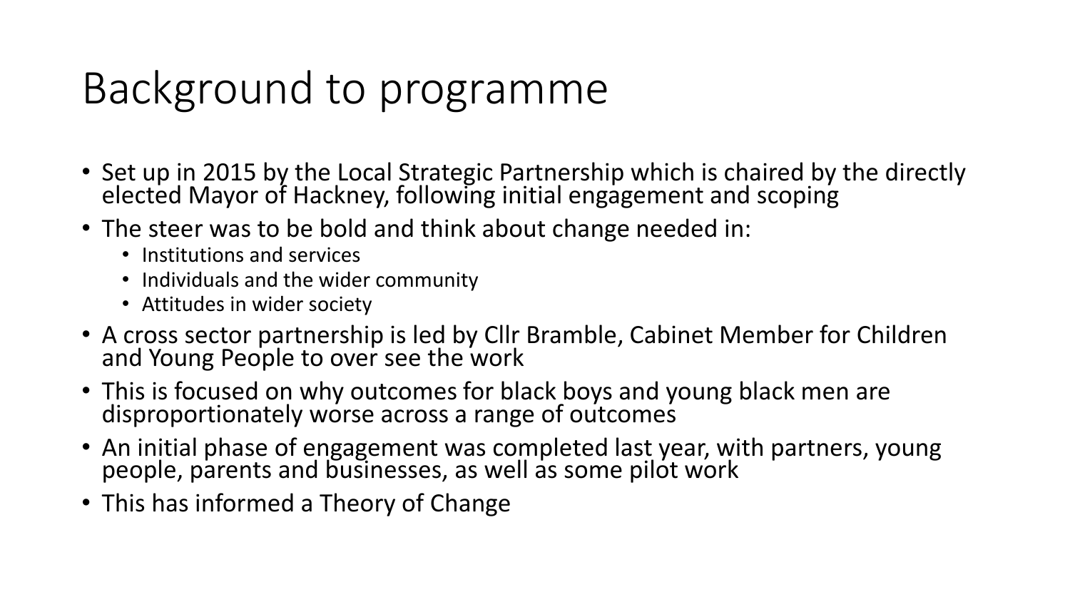# Background to programme

- Set up in 2015 by the Local Strategic Partnership which is chaired by the directly elected Mayor of Hackney, following initial engagement and scoping
- The steer was to be bold and think about change needed in:
  - Institutions and services
  - Individuals and the wider community
  - Attitudes in wider society
- A cross sector partnership is led by Cllr Bramble, Cabinet Member for Children and Young People to over see the work
- This is focused on why outcomes for black boys and young black men are disproportionately worse across a range of outcomes
- An initial phase of engagement was completed last year, with partners, young people, parents and businesses, as well as some pilot work
- This has informed a Theory of Change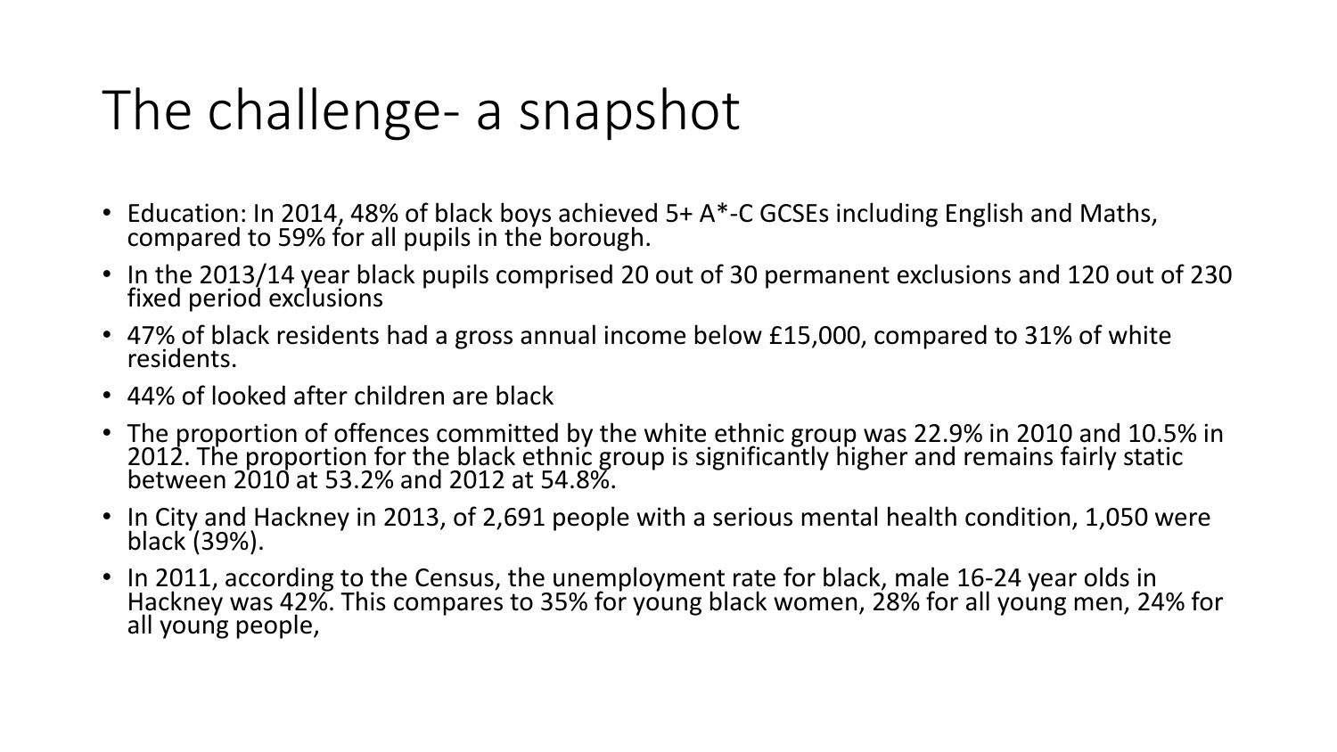# The challenge- a snapshot

- Education: In 2014, 48% of black boys achieved 5+ A*-C GCSEs including English and Maths, compared to 59% for all pupils in the borough.
- In the 2013/14 year black pupils comprised 20 out of 30 permanent exclusions and 120 out of 230 fixed period exclusions
- 47% of black residents had a gross annual income below £15,000, compared to 31% of white residents.
- 44% of looked after children are black
- The proportion of offences committed by the white ethnic group was 22.9% in 2010 and 10.5% in 2012. The proportion for the black ethnic group is significantly higher and remains fairly static between 2010 at 53.2% and 2012 at 54.8%.
- In City and Hackney in 2013, of 2,691 people with a serious mental health condition, 1,050 were black (39%).
- In 2011, according to the Census, the unemployment rate for black, male 16-24 year olds in Hackney was 42%. This compares to 35% for young black women, 28% for all young men, 24% for all young people,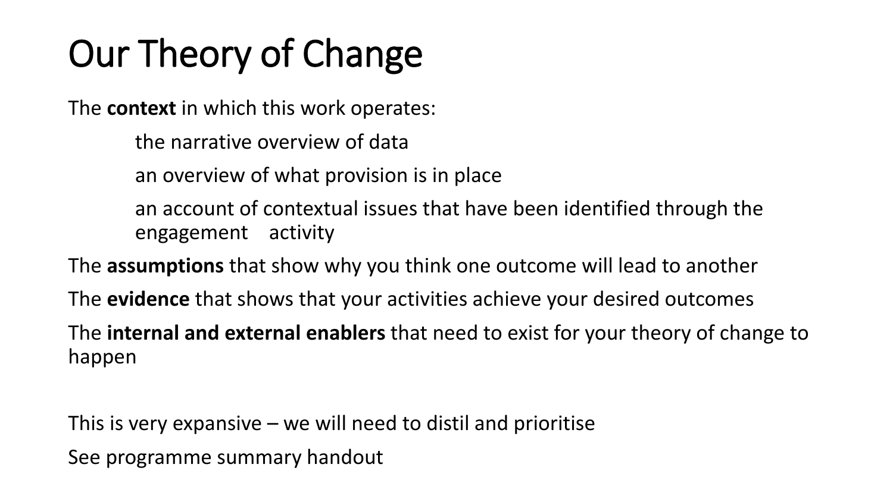# Our Theory of Change

The **context** in which this work operates:

- the narrative overview of data
- an overview of what provision is in place
- an account of contextual issues that have been identified through the engagement activity

The **assumptions** that show why you think one outcome will lead to another

The **evidence** that shows that your activities achieve your desired outcomes

The **internal and external enablers** that need to exist for your theory of change to happen

This is very expansive – we will need to distil and prioritise

See programme summary handout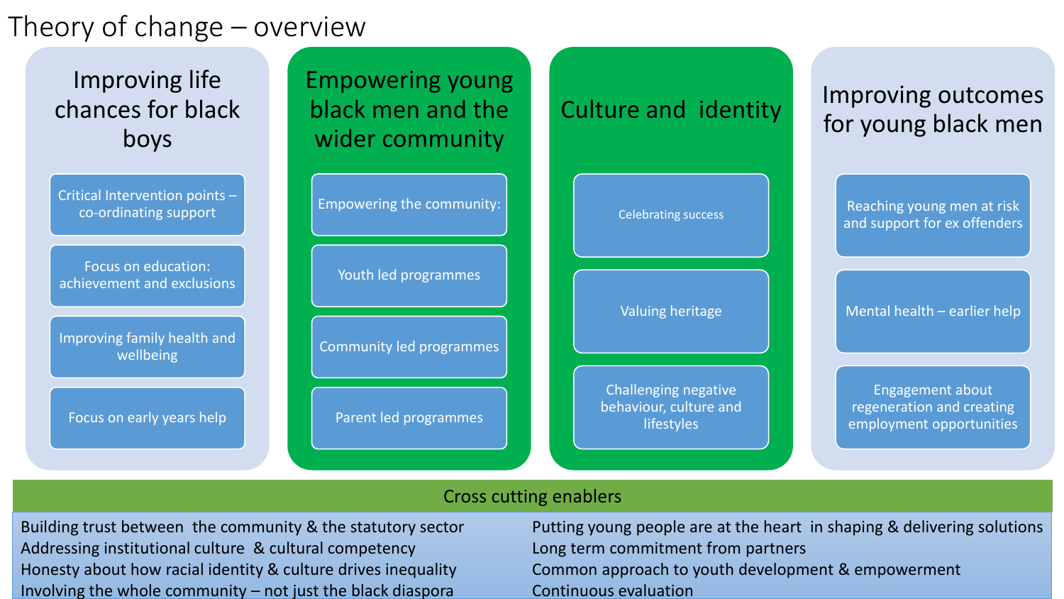# Theory of change – overview

## Improving life chances for black boys

- Critical Intervention points – co-ordinating support
- Focus on education: achievement and exclusions
- Improving family health and wellbeing
- Focus on early years help

## Empowering young black men and the wider community

- Empowering the community:
- Youth led programmes
- Community led programmes
- Parent led programmes

## Culture and identity

- Celebrating success
- Valuing heritage
- Challenging negative behaviour, culture and lifestyles

## Improving outcomes for young black men

- Reaching young men at risk and support for ex offenders
- Mental health – earlier help
- Engagement about regeneration and creating employment opportunities

## Cross cutting enablers

- Building trust between the community & the statutory sector
- Addressing institutional culture & cultural competency
- Honesty about how racial identity & culture drives inequality
- Involving the whole community – not just the black diaspora
- Putting young people are at the heart in shaping & delivering solutions
- Long term commitment from partners
- Common approach to youth development & empowerment
- Continuous evaluation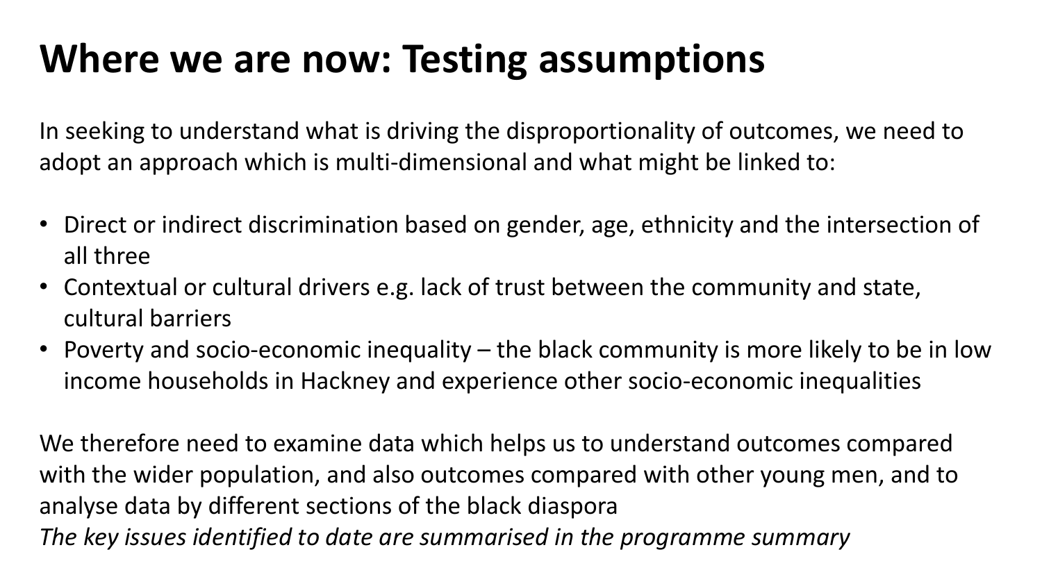# Where we are now: Testing assumptions

In seeking to understand what is driving the disproportionality of outcomes, we need to adopt an approach which is multi-dimensional and what might be linked to:

- Direct or indirect discrimination based on gender, age, ethnicity and the intersection of all three
- Contextual or cultural drivers e.g. lack of trust between the community and state, cultural barriers
- Poverty and socio-economic inequality – the black community is more likely to be in low income households in Hackney and experience other socio-economic inequalities

We therefore need to examine data which helps us to understand outcomes compared with the wider population, and also outcomes compared with other young men, and to analyse data by different sections of the black diaspora

*The key issues identified to date are summarised in the programme summary*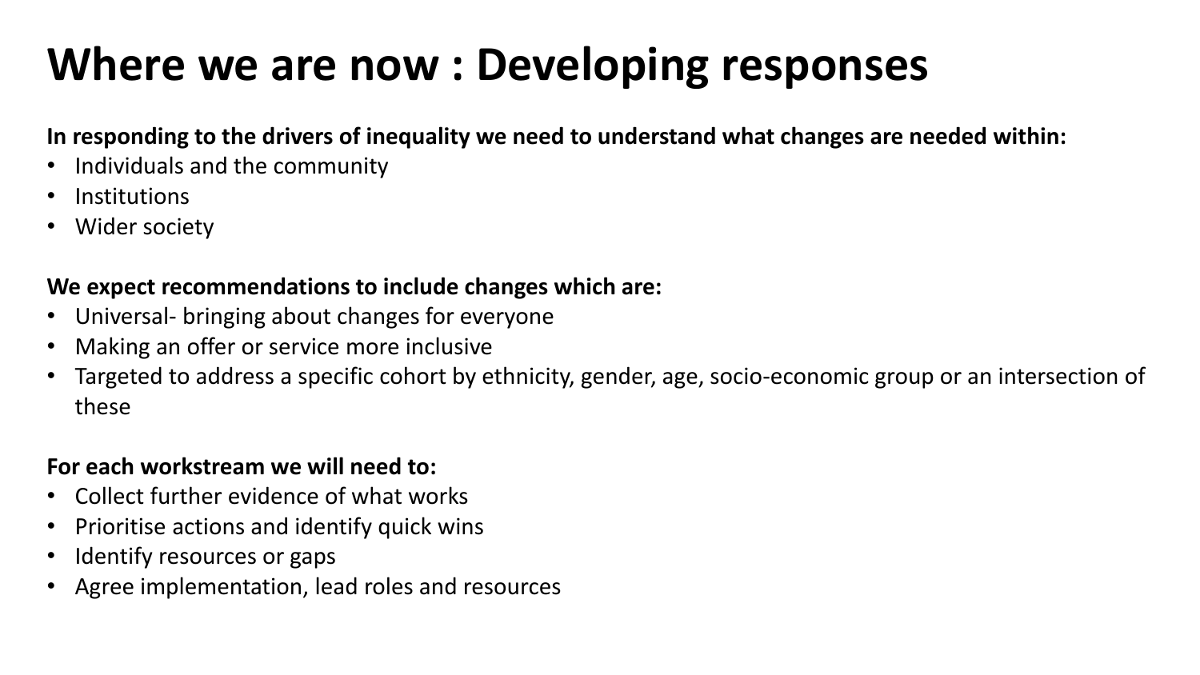# Where we are now : Developing responses

**In responding to the drivers of inequality we need to understand what changes are needed within:**

- Individuals and the community
- Institutions
- Wider society

**We expect recommendations to include changes which are:**

- Universal- bringing about changes for everyone
- Making an offer or service more inclusive
- Targeted to address a specific cohort by ethnicity, gender, age, socio-economic group or an intersection of these

**For each workstream we will need to:**

- Collect further evidence of what works
- Prioritise actions and identify quick wins
- Identify resources or gaps
- Agree implementation, lead roles and resources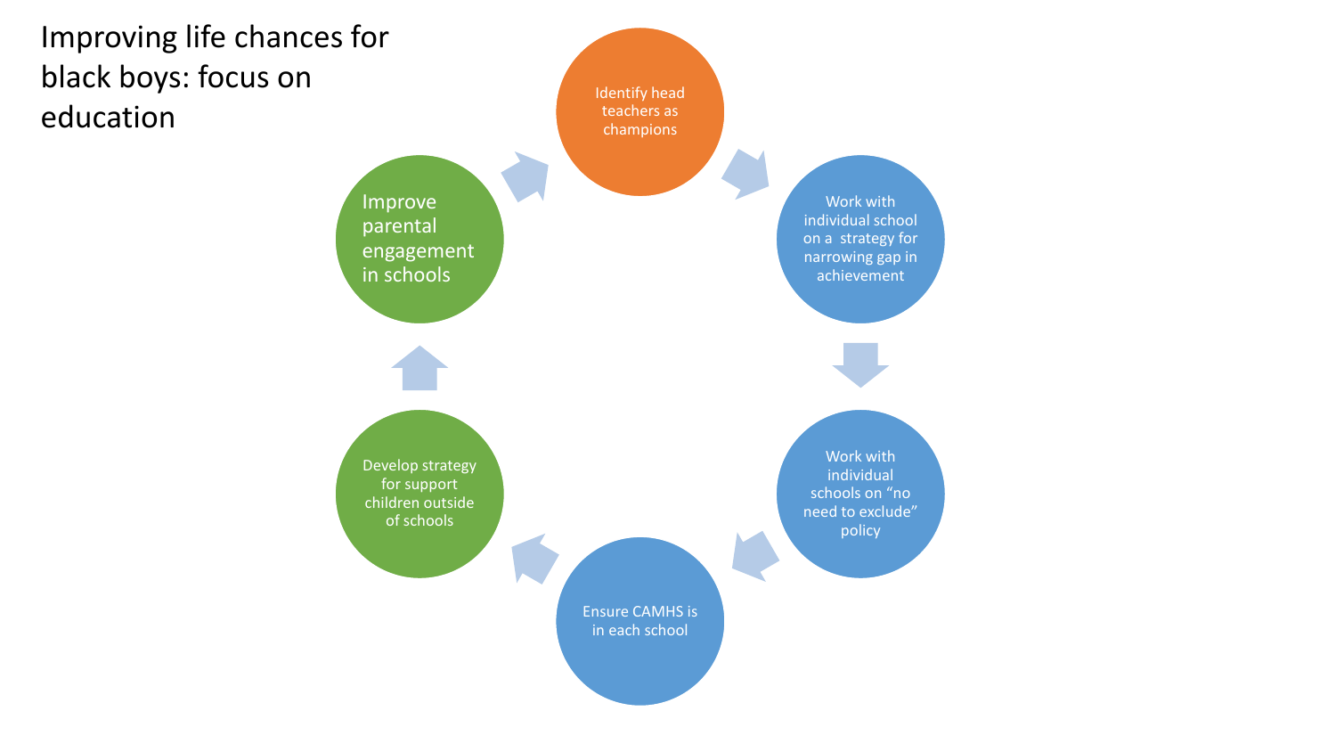# Improving life chances for black boys: focus on education

- Identify head teachers as champions
- Work with individual school on a strategy for narrowing gap in achievement
- Work with individual schools on "no need to exclude" policy
- Ensure CAMHS is in each school
- Develop strategy for support children outside of schools
- Improve parental engagement in schools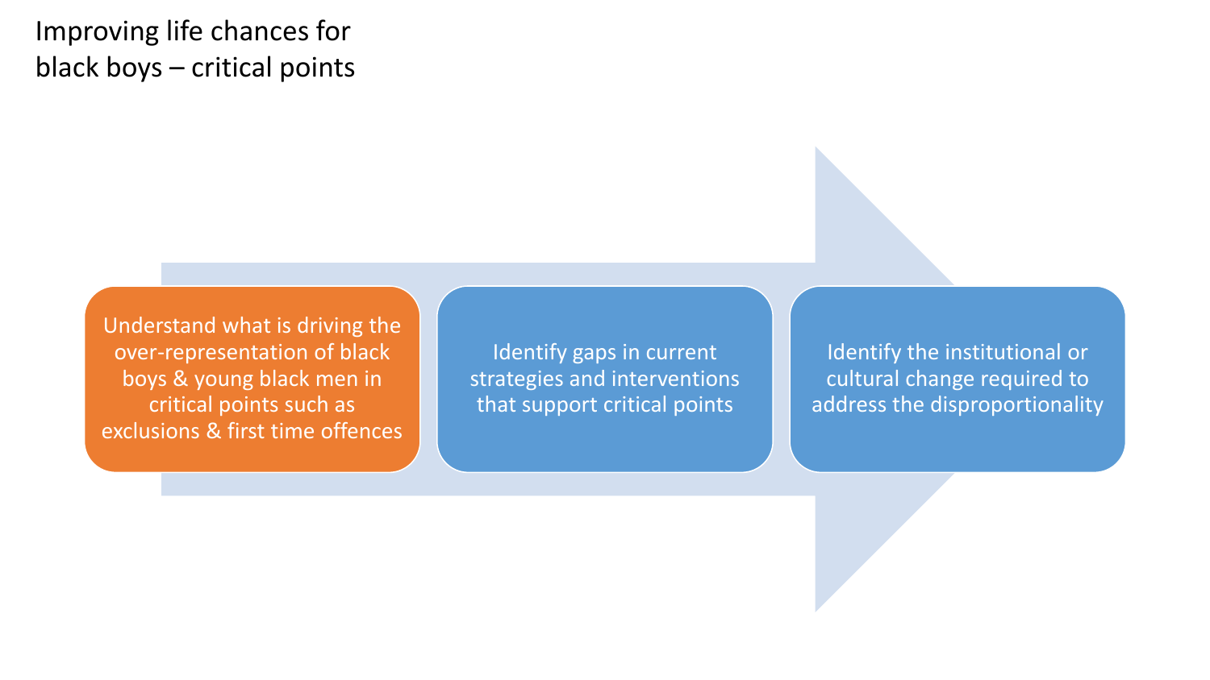# Improving life chances for black boys – critical points

1. Understand what is driving the over-representation of black boys & young black men in critical points such as exclusions & first time offences
2. Identify gaps in current strategies and interventions that support critical points
3. Identify the institutional or cultural change required to address the disproportionality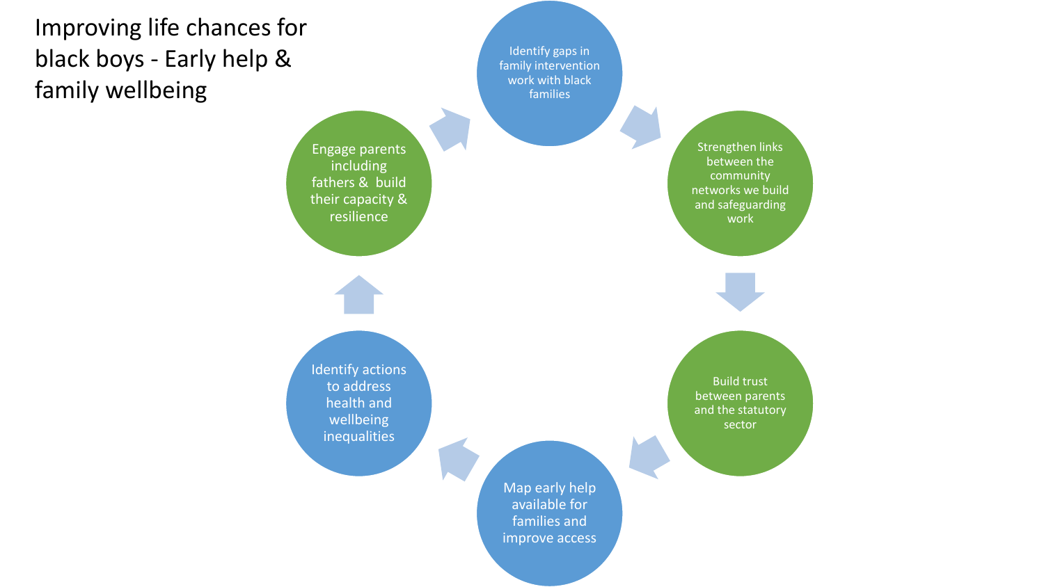# Improving life chances for black boys - Early help & family wellbeing

- Identify gaps in family intervention work with black families
- Strengthen links between the community networks we build and safeguarding work
- Build trust between parents and the statutory sector
- Map early help available for families and improve access
- Identify actions to address health and wellbeing inequalities
- Engage parents including fathers & build their capacity & resilience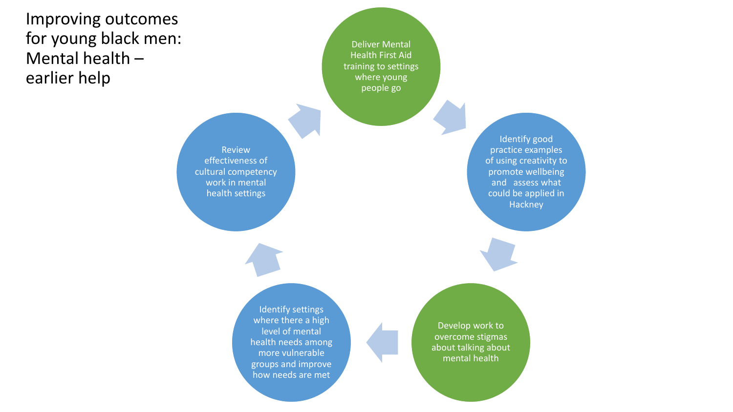# Improving outcomes for young black men: Mental health – earlier help

- Deliver Mental Health First Aid training to settings where young people go
- Identify good practice examples of using creativity to promote wellbeing and assess what could be applied in Hackney
- Develop work to overcome stigmas about talking about mental health
- Identify settings where there a high level of mental health needs among more vulnerable groups and improve how needs are met
- Review effectiveness of cultural competency work in mental health settings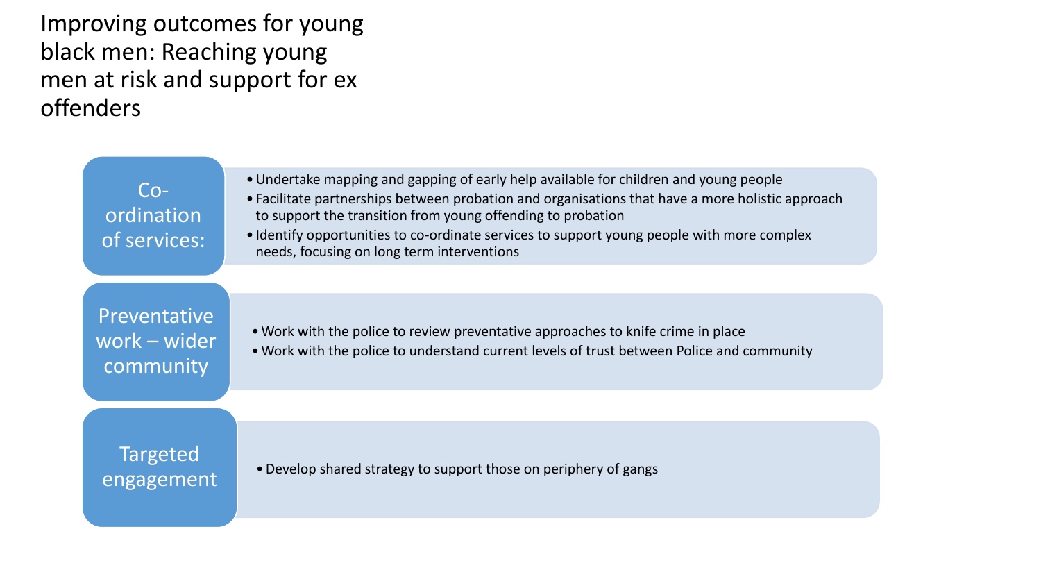# Improving outcomes for young black men: Reaching young men at risk and support for ex offenders

## Co-ordination of services:

- Undertake mapping and gapping of early help available for children and young people
- Facilitate partnerships between probation and organisations that have a more holistic approach to support the transition from young offending to probation
- Identify opportunities to co-ordinate services to support young people with more complex needs, focusing on long term interventions

## Preventative work – wider community

- Work with the police to review preventative approaches to knife crime in place
- Work with the police to understand current levels of trust between Police and community

## Targeted engagement

- Develop shared strategy to support those on periphery of gangs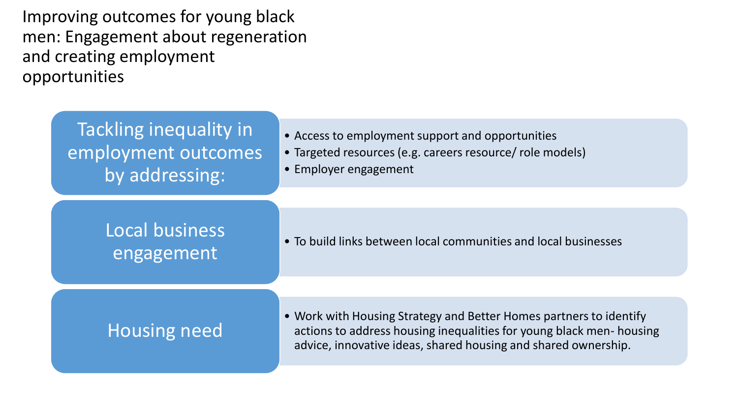# Improving outcomes for young black men: Engagement about regeneration and creating employment opportunities

## Tackling inequality in employment outcomes by addressing:

- Access to employment support and opportunities
- Targeted resources (e.g. careers resource/ role models)
- Employer engagement

## Local business engagement

- To build links between local communities and local businesses

## Housing need

- Work with Housing Strategy and Better Homes partners to identify actions to address housing inequalities for young black men- housing advice, innovative ideas, shared housing and shared ownership.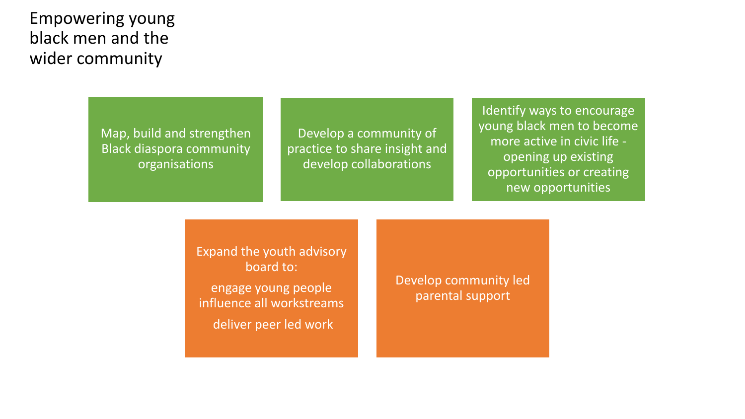# Empowering young black men and the wider community

- Map, build and strengthen Black diaspora community organisations
- Develop a community of practice to share insight and develop collaborations
- Identify ways to encourage young black men to become more active in civic life - opening up existing opportunities or creating new opportunities

- Expand the youth advisory board to:
  - engage young people
  - influence all workstreams
  - deliver peer led work
- Develop community led parental support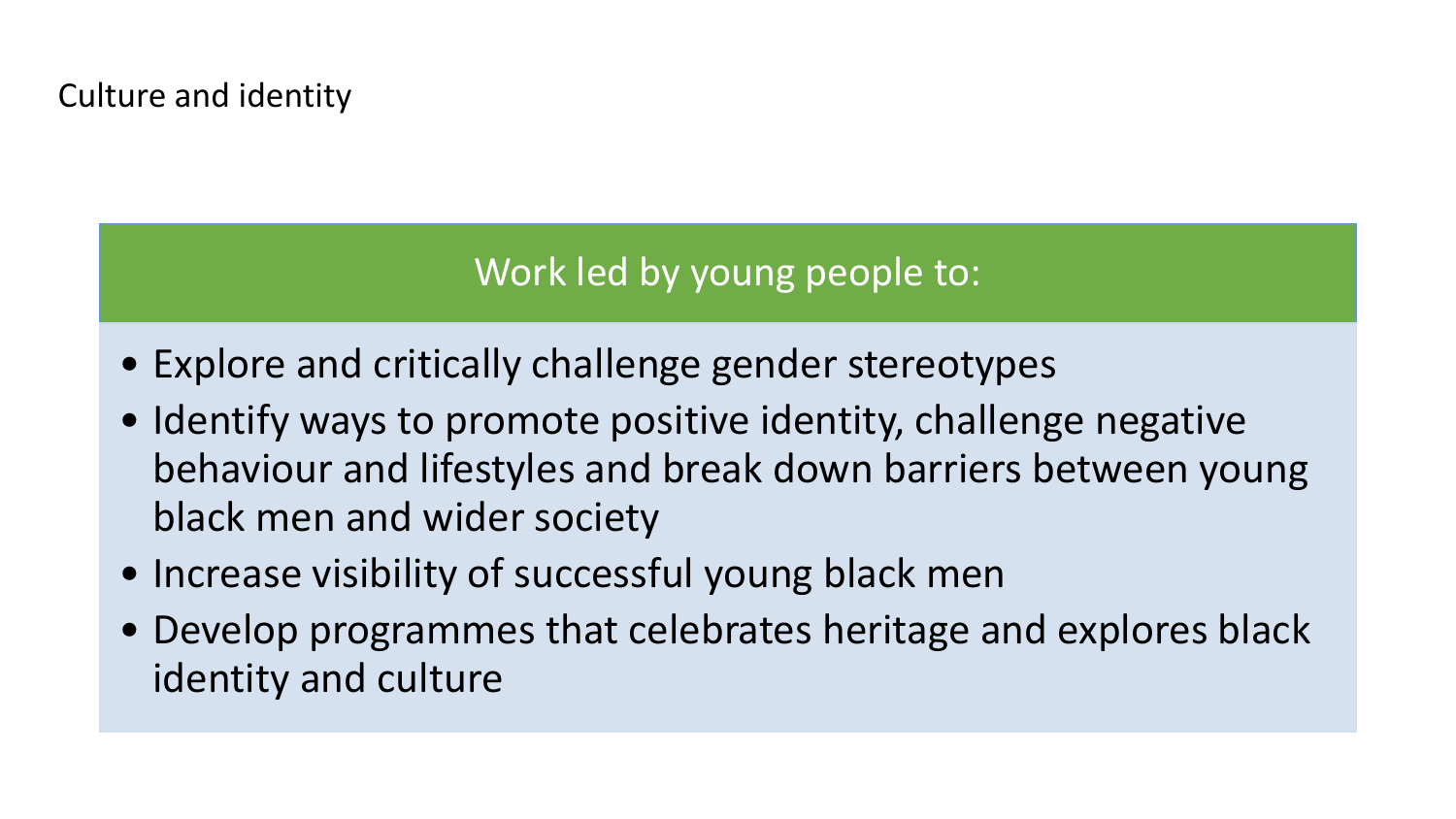# Culture and identity

## Work led by young people to:

- Explore and critically challenge gender stereotypes
- Identify ways to promote positive identity, challenge negative behaviour and lifestyles and break down barriers between young black men and wider society
- Increase visibility of successful young black men
- Develop programmes that celebrates heritage and explores black identity and culture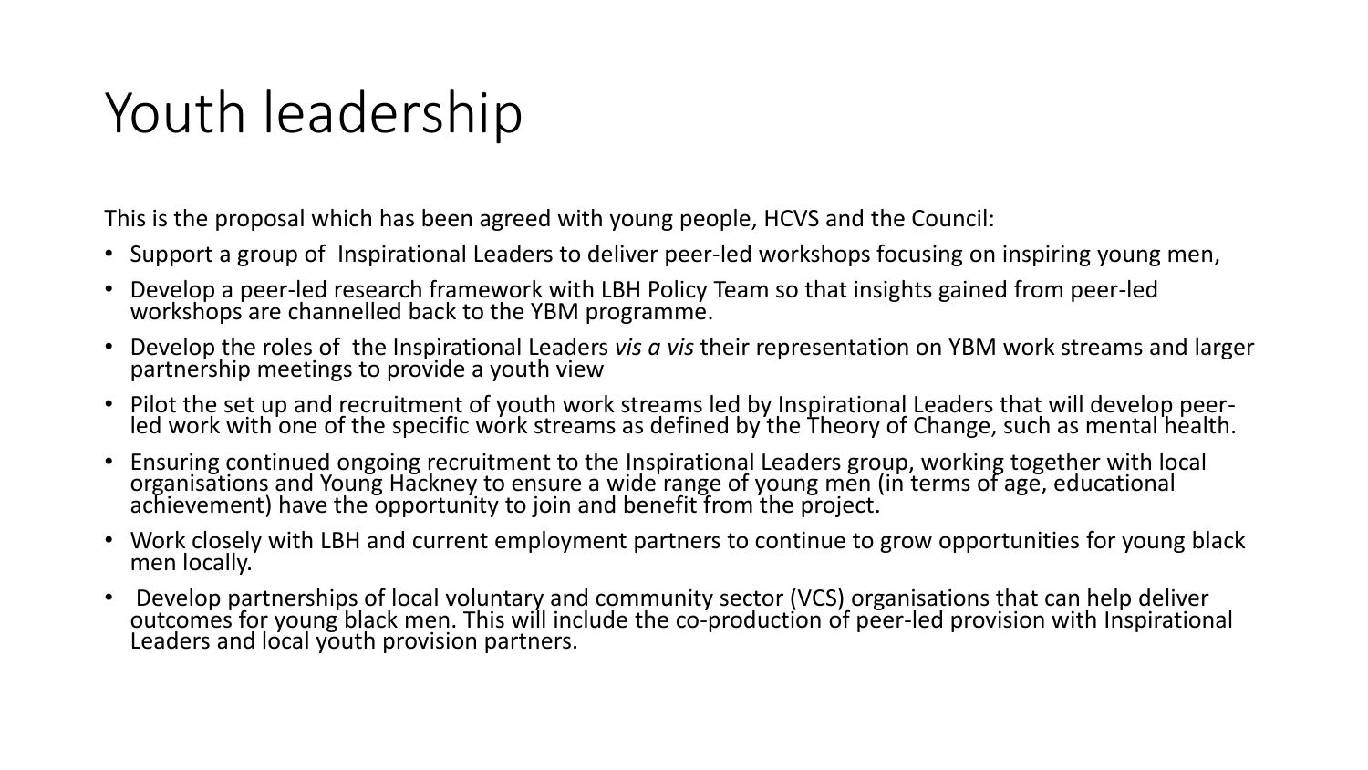# Youth leadership

This is the proposal which has been agreed with young people, HCVS and the Council:

- Support a group of Inspirational Leaders to deliver peer-led workshops focusing on inspiring young men,
- Develop a peer-led research framework with LBH Policy Team so that insights gained from peer-led workshops are channelled back to the YBM programme.
- Develop the roles of the Inspirational Leaders *vis a vis* their representation on YBM work streams and larger partnership meetings to provide a youth view
- Pilot the set up and recruitment of youth work streams led by Inspirational Leaders that will develop peer-led work with one of the specific work streams as defined by the Theory of Change, such as mental health.
- Ensuring continued ongoing recruitment to the Inspirational Leaders group, working together with local organisations and Young Hackney to ensure a wide range of young men (in terms of age, educational achievement) have the opportunity to join and benefit from the project.
- Work closely with LBH and current employment partners to continue to grow opportunities for young black men locally.
- Develop partnerships of local voluntary and community sector (VCS) organisations that can help deliver outcomes for young black men. This will include the co-production of peer-led provision with Inspirational Leaders and local youth provision partners.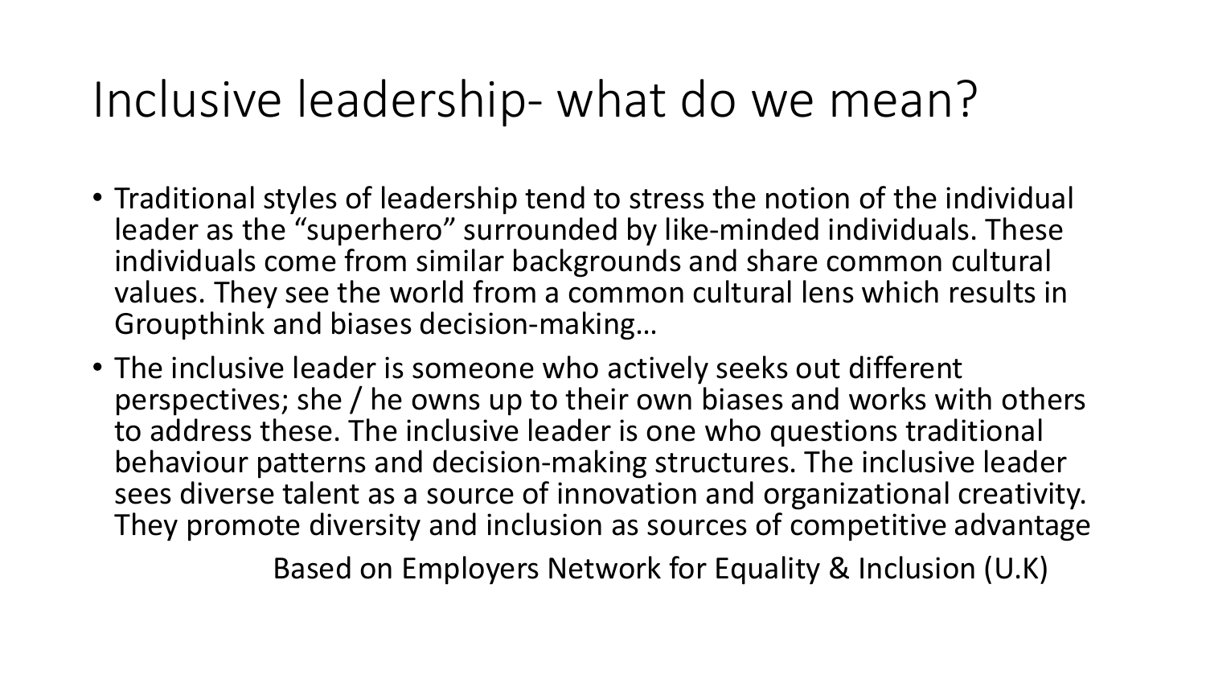# Inclusive leadership- what do we mean?

- Traditional styles of leadership tend to stress the notion of the individual leader as the "superhero" surrounded by like-minded individuals. These individuals come from similar backgrounds and share common cultural values. They see the world from a common cultural lens which results in Groupthink and biases decision-making…
- The inclusive leader is someone who actively seeks out different perspectives; she / he owns up to their own biases and works with others to address these. The inclusive leader is one who questions traditional behaviour patterns and decision-making structures. The inclusive leader sees diverse talent as a source of innovation and organizational creativity. They promote diversity and inclusion as sources of competitive advantage

Based on Employers Network for Equality & Inclusion (U.K)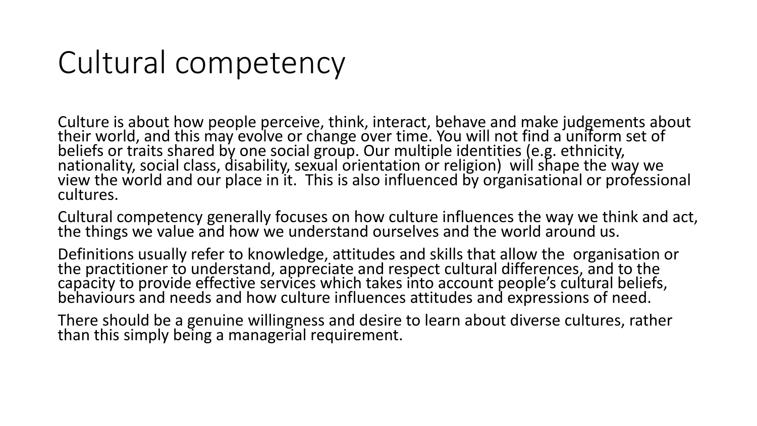# Cultural competency

Culture is about how people perceive, think, interact, behave and make judgements about their world, and this may evolve or change over time. You will not find a uniform set of beliefs or traits shared by one social group. Our multiple identities (e.g. ethnicity, nationality, social class, disability, sexual orientation or religion) will shape the way we view the world and our place in it. This is also influenced by organisational or professional cultures.

Cultural competency generally focuses on how culture influences the way we think and act, the things we value and how we understand ourselves and the world around us.

Definitions usually refer to knowledge, attitudes and skills that allow the organisation or the practitioner to understand, appreciate and respect cultural differences, and to the capacity to provide effective services which takes into account people's cultural beliefs, behaviours and needs and how culture influences attitudes and expressions of need.

There should be a genuine willingness and desire to learn about diverse cultures, rather than this simply being a managerial requirement.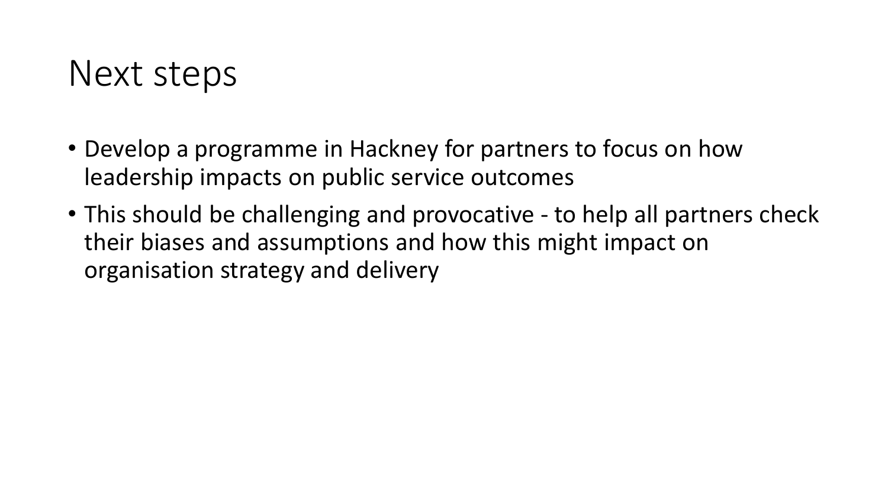# Next steps

- Develop a programme in Hackney for partners to focus on how leadership impacts on public service outcomes
- This should be challenging and provocative - to help all partners check their biases and assumptions and how this might impact on organisation strategy and delivery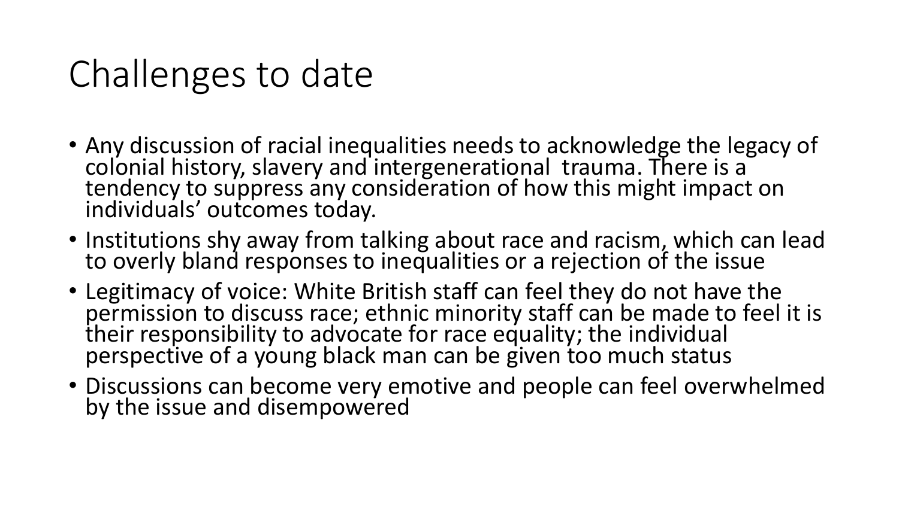# Challenges to date

- Any discussion of racial inequalities needs to acknowledge the legacy of colonial history, slavery and intergenerational trauma. There is a tendency to suppress any consideration of how this might impact on individuals' outcomes today.
- Institutions shy away from talking about race and racism, which can lead to overly bland responses to inequalities or a rejection of the issue
- Legitimacy of voice: White British staff can feel they do not have the permission to discuss race; ethnic minority staff can be made to feel it is their responsibility to advocate for race equality; the individual perspective of a young black man can be given too much status
- Discussions can become very emotive and people can feel overwhelmed by the issue and disempowered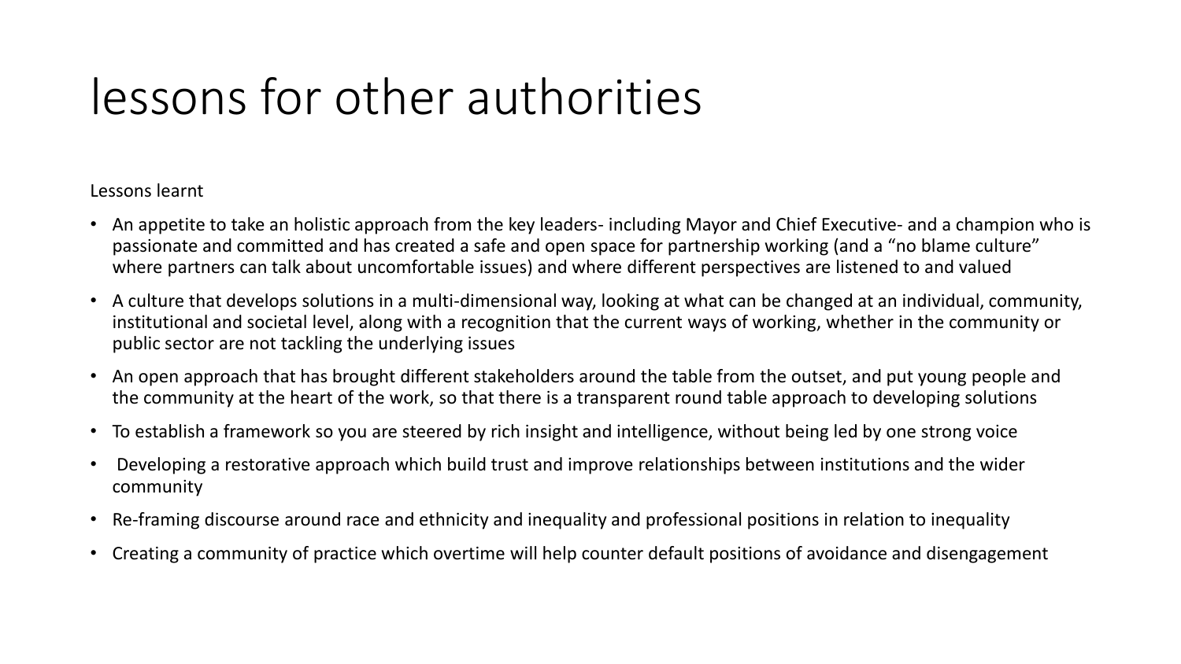# lessons for other authorities

Lessons learnt

- An appetite to take an holistic approach from the key leaders- including Mayor and Chief Executive- and a champion who is passionate and committed and has created a safe and open space for partnership working (and a "no blame culture" where partners can talk about uncomfortable issues) and where different perspectives are listened to and valued
- A culture that develops solutions in a multi-dimensional way, looking at what can be changed at an individual, community, institutional and societal level, along with a recognition that the current ways of working, whether in the community or public sector are not tackling the underlying issues
- An open approach that has brought different stakeholders around the table from the outset, and put young people and the community at the heart of the work, so that there is a transparent round table approach to developing solutions
- To establish a framework so you are steered by rich insight and intelligence, without being led by one strong voice
- Developing a restorative approach which build trust and improve relationships between institutions and the wider community
- Re-framing discourse around race and ethnicity and inequality and professional positions in relation to inequality
- Creating a community of practice which overtime will help counter default positions of avoidance and disengagement